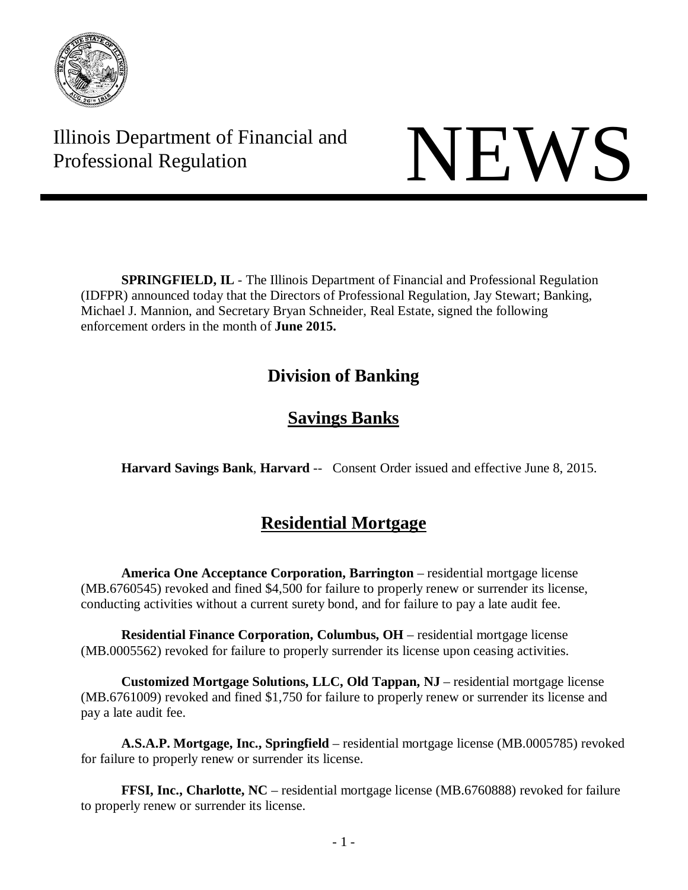Illinois Department of Financial and Professional Regulation

# NEWS

**SPRINGFIELD, IL** - The Illinois Department of Financial and Professional Regulation (IDFPR) announced today that the Directors of Professional Regulation, Jay Stewart; Banking, Michael J. Mannion, and Secretary Bryan Schneider, Real Estate, signed the following enforcement orders in the month of **June 2015.**

## Division of Banking

### Savings Banks

**Harvard Savings Bank**, **Harvard** -- Consent Order issued and effective June 8, 2015.

### Residential Mortgage

**America One Acceptance Corporation, Barrington** – residential mortgage license (MB.6760545) revoked and fined $4,500 for failure to properly renew or surrender its license, conducting activities without a current surety bond, and for failure to pay a late audit fee.

**Residential Finance Corporation, Columbus, OH** – residential mortgage license (MB.0005562) revoked for failure to properly surrender its license upon ceasing activities.

**Customized Mortgage Solutions, LLC, Old Tappan, NJ** – residential mortgage license (MB.6761009) revoked and fined $1,750 for failure to properly renew or surrender its license and pay a late audit fee.

**A.S.A.P. Mortgage, Inc., Springfield** – residential mortgage license (MB.0005785) revoked for failure to properly renew or surrender its license.

**FFSI, Inc., Charlotte, NC** – residential mortgage license (MB.6760888) revoked for failure to properly renew or surrender its license.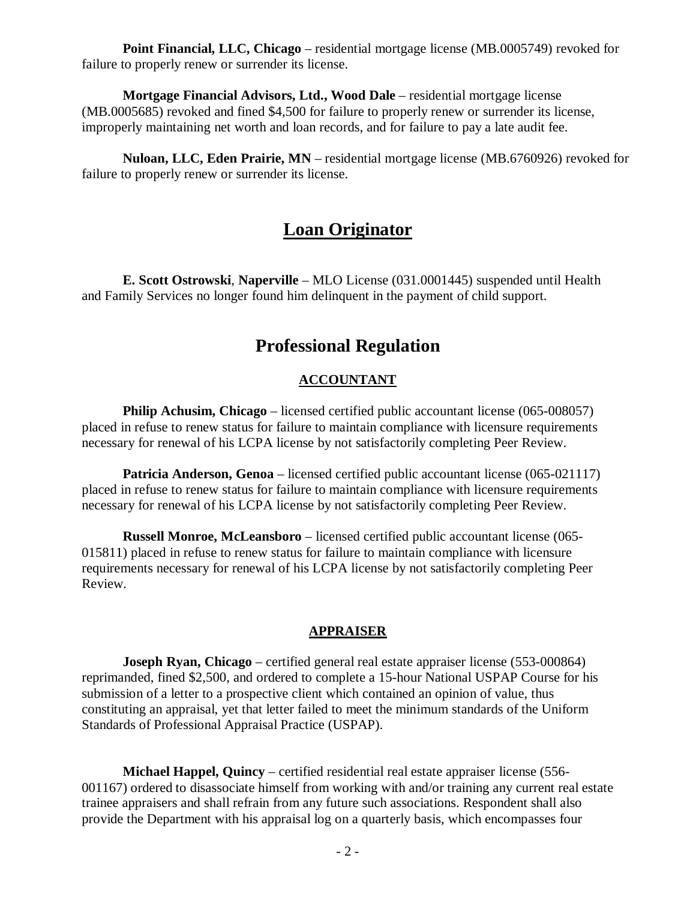**Point Financial, LLC, Chicago** – residential mortgage license (MB.0005749) revoked for failure to properly renew or surrender its license.

**Mortgage Financial Advisors, Ltd., Wood Dale** – residential mortgage license (MB.0005685) revoked and fined $4,500 for failure to properly renew or surrender its license, improperly maintaining net worth and loan records, and for failure to pay a late audit fee.

**Nuloan, LLC, Eden Prairie, MN** – residential mortgage license (MB.6760926) revoked for failure to properly renew or surrender its license.

## Loan Originator

**E. Scott Ostrowski**, **Naperville** – MLO License (031.0001445) suspended until Health and Family Services no longer found him delinquent in the payment of child support.

# Professional Regulation

### ACCOUNTANT

**Philip Achusim, Chicago** – licensed certified public accountant license (065-008057) placed in refuse to renew status for failure to maintain compliance with licensure requirements necessary for renewal of his LCPA license by not satisfactorily completing Peer Review.

**Patricia Anderson, Genoa** – licensed certified public accountant license (065-021117) placed in refuse to renew status for failure to maintain compliance with licensure requirements necessary for renewal of his LCPA license by not satisfactorily completing Peer Review.

**Russell Monroe, McLeansboro** – licensed certified public accountant license (065-015811) placed in refuse to renew status for failure to maintain compliance with licensure requirements necessary for renewal of his LCPA license by not satisfactorily completing Peer Review.

### APPRAISER

**Joseph Ryan, Chicago** – certified general real estate appraiser license (553-000864) reprimanded, fined $2,500, and ordered to complete a 15-hour National USPAP Course for his submission of a letter to a prospective client which contained an opinion of value, thus constituting an appraisal, yet that letter failed to meet the minimum standards of the Uniform Standards of Professional Appraisal Practice (USPAP).

**Michael Happel, Quincy** – certified residential real estate appraiser license (556-001167) ordered to disassociate himself from working with and/or training any current real estate trainee appraisers and shall refrain from any future such associations. Respondent shall also provide the Department with his appraisal log on a quarterly basis, which encompasses four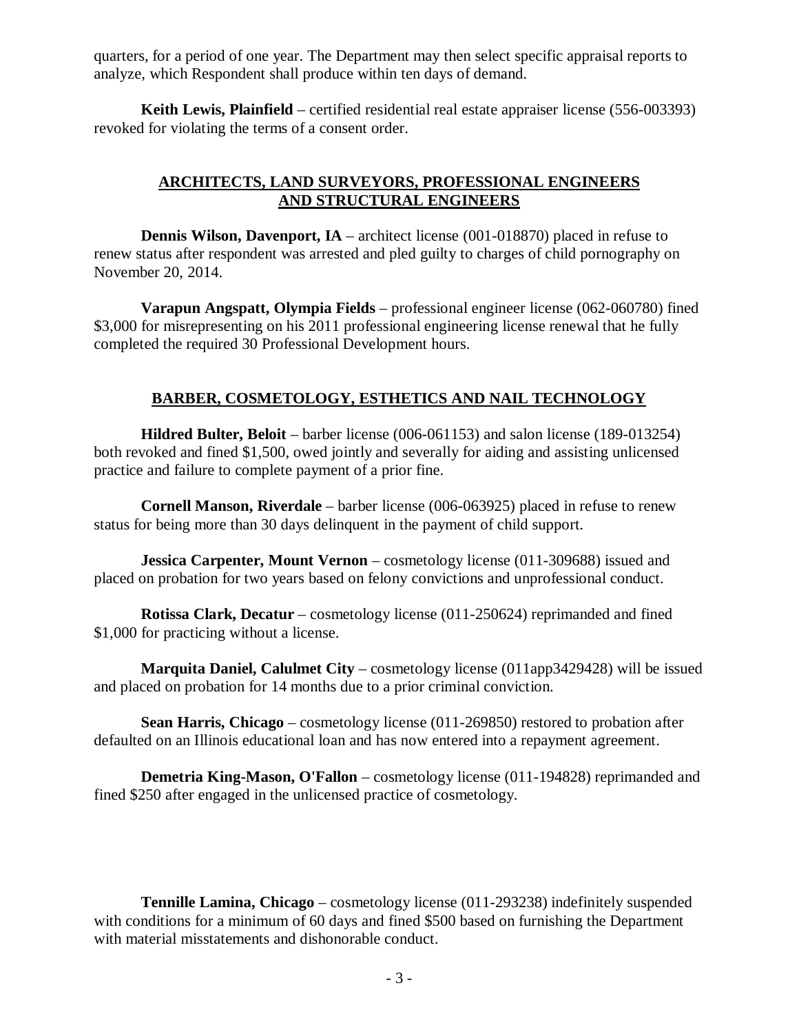quarters, for a period of one year. The Department may then select specific appraisal reports to analyze, which Respondent shall produce within ten days of demand.

**Keith Lewis, Plainfield** – certified residential real estate appraiser license (556-003393) revoked for violating the terms of a consent order.

## ARCHITECTS, LAND SURVEYORS, PROFESSIONAL ENGINEERS AND STRUCTURAL ENGINEERS

**Dennis Wilson, Davenport, IA** – architect license (001-018870) placed in refuse to renew status after respondent was arrested and pled guilty to charges of child pornography on November 20, 2014.

**Varapun Angspatt, Olympia Fields** – professional engineer license (062-060780) fined $3,000 for misrepresenting on his 2011 professional engineering license renewal that he fully completed the required 30 Professional Development hours.

## BARBER, COSMETOLOGY, ESTHETICS AND NAIL TECHNOLOGY

**Hildred Bulter, Beloit** – barber license (006-061153) and salon license (189-013254) both revoked and fined $1,500, owed jointly and severally for aiding and assisting unlicensed practice and failure to complete payment of a prior fine.

**Cornell Manson, Riverdale** – barber license (006-063925) placed in refuse to renew status for being more than 30 days delinquent in the payment of child support.

**Jessica Carpenter, Mount Vernon** – cosmetology license (011-309688) issued and placed on probation for two years based on felony convictions and unprofessional conduct.

**Rotissa Clark, Decatur** – cosmetology license (011-250624) reprimanded and fined $1,000 for practicing without a license.

**Marquita Daniel, Calulmet City** – cosmetology license (011app3429428) will be issued and placed on probation for 14 months due to a prior criminal conviction.

**Sean Harris, Chicago** – cosmetology license (011-269850) restored to probation after defaulted on an Illinois educational loan and has now entered into a repayment agreement.

**Demetria King-Mason, O'Fallon** – cosmetology license (011-194828) reprimanded and fined $250 after engaged in the unlicensed practice of cosmetology.

**Tennille Lamina, Chicago** – cosmetology license (011-293238) indefinitely suspended with conditions for a minimum of 60 days and fined $500 based on furnishing the Department with material misstatements and dishonorable conduct.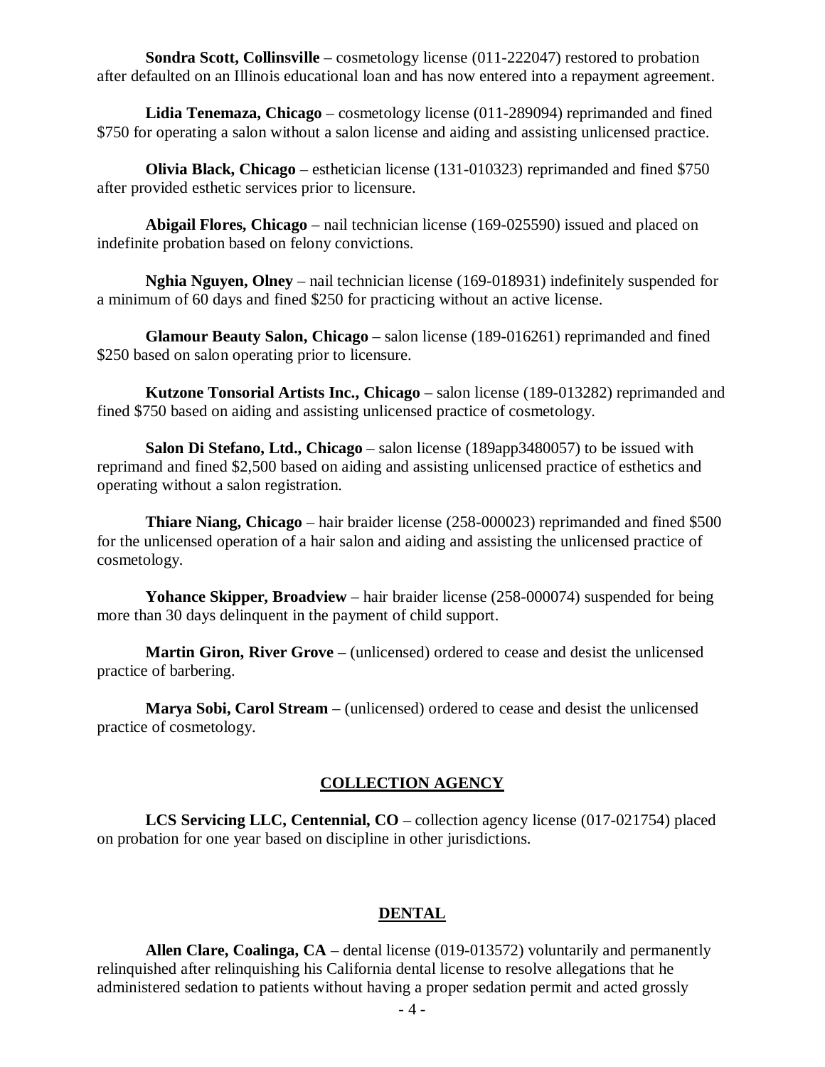**Sondra Scott, Collinsville** – cosmetology license (011-222047) restored to probation after defaulted on an Illinois educational loan and has now entered into a repayment agreement.

**Lidia Tenemaza, Chicago** – cosmetology license (011-289094) reprimanded and fined $750 for operating a salon without a salon license and aiding and assisting unlicensed practice.

**Olivia Black, Chicago** – esthetician license (131-010323) reprimanded and fined $750 after provided esthetic services prior to licensure.

**Abigail Flores, Chicago** – nail technician license (169-025590) issued and placed on indefinite probation based on felony convictions.

**Nghia Nguyen, Olney** – nail technician license (169-018931) indefinitely suspended for a minimum of 60 days and fined $250 for practicing without an active license.

**Glamour Beauty Salon, Chicago** – salon license (189-016261) reprimanded and fined $250 based on salon operating prior to licensure.

**Kutzone Tonsorial Artists Inc., Chicago** – salon license (189-013282) reprimanded and fined $750 based on aiding and assisting unlicensed practice of cosmetology.

**Salon Di Stefano, Ltd., Chicago** – salon license (189app3480057) to be issued with reprimand and fined $2,500 based on aiding and assisting unlicensed practice of esthetics and operating without a salon registration.

**Thiare Niang, Chicago** – hair braider license (258-000023) reprimanded and fined $500 for the unlicensed operation of a hair salon and aiding and assisting the unlicensed practice of cosmetology.

**Yohance Skipper, Broadview** – hair braider license (258-000074) suspended for being more than 30 days delinquent in the payment of child support.

**Martin Giron, River Grove** – (unlicensed) ordered to cease and desist the unlicensed practice of barbering.

**Marya Sobi, Carol Stream** – (unlicensed) ordered to cease and desist the unlicensed practice of cosmetology.

## COLLECTION AGENCY

**LCS Servicing LLC, Centennial, CO** – collection agency license (017-021754) placed on probation for one year based on discipline in other jurisdictions.

## DENTAL

**Allen Clare, Coalinga, CA** – dental license (019-013572) voluntarily and permanently relinquished after relinquishing his California dental license to resolve allegations that he administered sedation to patients without having a proper sedation permit and acted grossly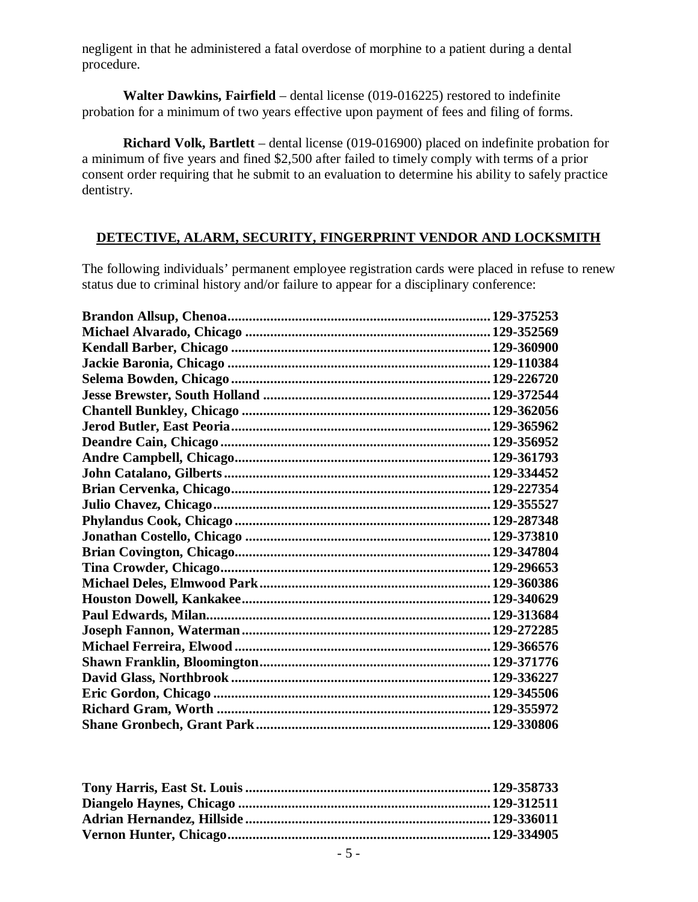negligent in that he administered a fatal overdose of morphine to a patient during a dental procedure.

**Walter Dawkins, Fairfield** – dental license (019-016225) restored to indefinite probation for a minimum of two years effective upon payment of fees and filing of forms.

**Richard Volk, Bartlett** – dental license (019-016900) placed on indefinite probation for a minimum of five years and fined $2,500 after failed to timely comply with terms of a prior consent order requiring that he submit to an evaluation to determine his ability to safely practice dentistry.

## DETECTIVE, ALARM, SECURITY, FINGERPRINT VENDOR AND LOCKSMITH

The following individuals' permanent employee registration cards were placed in refuse to renew status due to criminal history and/or failure to appear for a disciplinary conference:

**Brandon Allsup, Chenoa............................................129-375253**
**Michael Alvarado, Chicago ........................................129-352569**
**Kendall Barber, Chicago ...........................................129-360900**
**Jackie Baronia, Chicago ...........................................129-110384**
**Selema Bowden, Chicago ...........................................129-226720**
**Jesse Brewster, South Holland ..................................129-372544**
**Chantell Bunkley, Chicago ........................................129-362056**
**Jerod Butler, East Peoria..........................................129-365962**
**Deandre Cain, Chicago ..............................................129-356952**
**Andre Campbell, Chicago...........................................129-361793**
**John Catalano, Gilberts ............................................129-334452**
**Brian Cervenka, Chicago...........................................129-227354**
**Julio Chavez, Chicago ...............................................129-355527**
**Phylandus Cook, Chicago ..........................................129-287348**
**Jonathan Costello, Chicago .......................................129-373810**
**Brian Covington, Chicago..........................................129-347804**
**Tina Crowder, Chicago..............................................129-296653**
**Michael Deles, Elmwood Park ....................................129-360386**
**Houston Dowell, Kankakee........................................129-340629**
**Paul Edwards, Milan.................................................129-313684**
**Joseph Fannon, Waterman ........................................129-272285**
**Michael Ferreira, Elwood ..........................................129-366576**
**Shawn Franklin, Bloomington....................................129-371776**
**David Glass, Northbrook ...........................................129-336227**
**Eric Gordon, Chicago ................................................129-345506**
**Richard Gram, Worth ...............................................129-355972**
**Shane Gronbech, Grant Park ....................................129-330806**

**Tony Harris, East St. Louis .......................................129-358733**
**Diangelo Haynes, Chicago .........................................129-312511**
**Adrian Hernandez, Hillside .......................................129-336011**
**Vernon Hunter, Chicago............................................129-334905**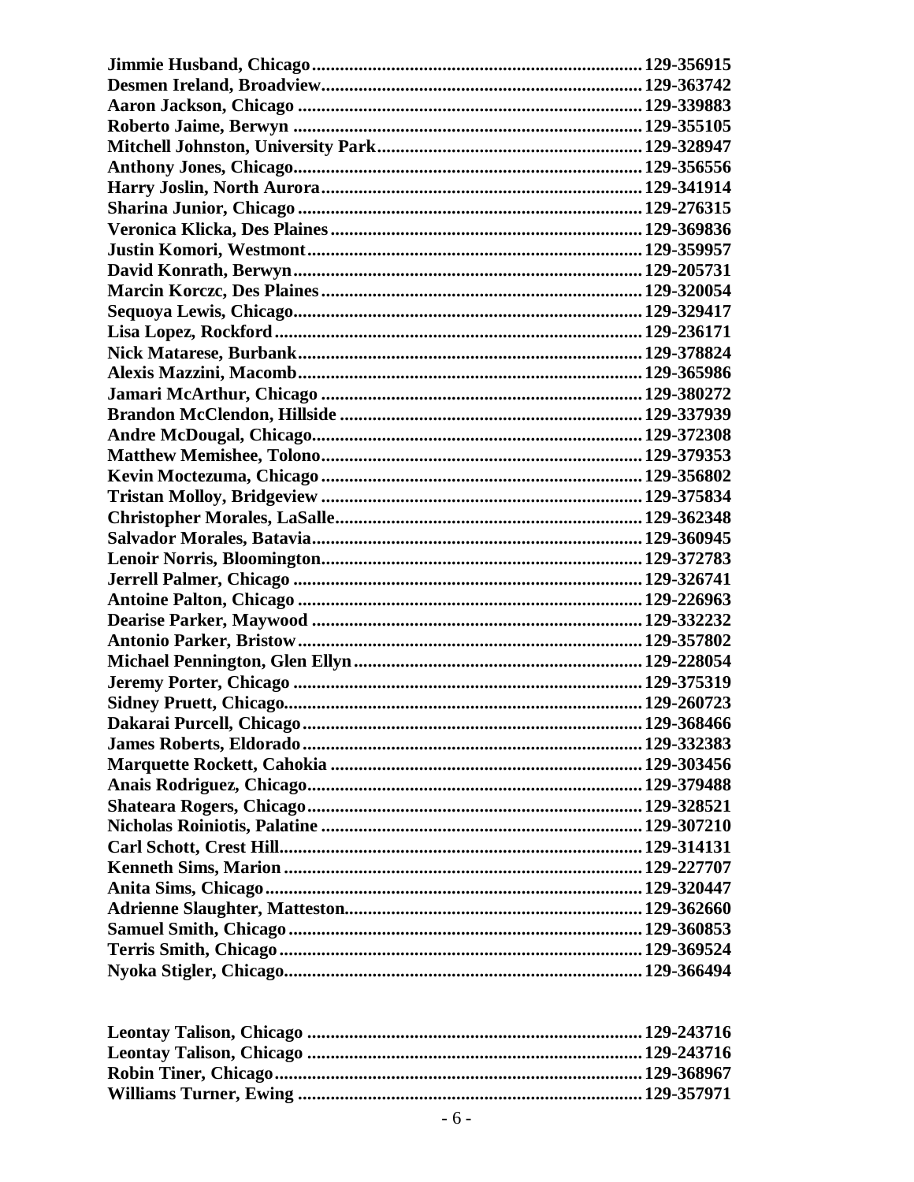**Jimmie Husband, Chicago....................................................................129-356915**
**Desmen Ireland, Broadview..................................................................129-363742**
**Aaron Jackson, Chicago ......................................................................129-339883**
**Roberto Jaime, Berwyn .......................................................................129-355105**
**Mitchell Johnston, University Park.....................................................129-328947**
**Anthony Jones, Chicago.......................................................................129-356556**
**Harry Joslin, North Aurora..................................................................129-341914**
**Sharina Junior, Chicago ......................................................................129-276315**
**Veronica Klicka, Des Plaines ...............................................................129-369836**
**Justin Komori, Westmont....................................................................129-359957**
**David Konrath, Berwyn.......................................................................129-205731**
**Marcin Korczc, Des Plaines.................................................................129-320054**
**Sequoya Lewis, Chicago.......................................................................129-329417**
**Lisa Lopez, Rockford...........................................................................129-236171**
**Nick Matarese, Burbank......................................................................129-378824**
**Alexis Mazzini, Macomb......................................................................129-365986**
**Jamari McArthur, Chicago .................................................................129-380272**
**Brandon McClendon, Hillside .............................................................129-337939**
**Andre McDougal, Chicago...................................................................129-372308**
**Matthew Memishee, Tolono.................................................................129-379353**
**Kevin Moctezuma, Chicago .................................................................129-356802**
**Tristan Molloy, Bridgeview .................................................................129-375834**
**Christopher Morales, LaSalle.............................................................129-362348**
**Salvador Morales, Batavia...................................................................129-360945**
**Lenoir Norris, Bloomington.................................................................129-372783**
**Jerrell Palmer, Chicago .......................................................................129-326741**
**Antoine Palton, Chicago ......................................................................129-226963**
**Dearise Parker, Maywood ...................................................................129-332232**
**Antonio Parker, Bristow......................................................................129-357802**
**Michael Pennington, Glen Ellyn..........................................................129-228054**
**Jeremy Porter, Chicago .......................................................................129-375319**
**Sidney Pruett, Chicago.........................................................................129-260723**
**Dakarai Purcell, Chicago.....................................................................129-368466**
**James Roberts, Eldorado.....................................................................129-332383**
**Marquette Rockett, Cahokia ...............................................................129-303456**
**Anais Rodriguez, Chicago....................................................................129-379488**
**Shateara Rogers, Chicago....................................................................129-328521**
**Nicholas Roiniotis, Palatine ................................................................129-307210**
**Carl Schott, Crest Hill.........................................................................129-314131**
**Kenneth Sims, Marion .........................................................................129-227707**
**Anita Sims, Chicago.............................................................................129-320447**
**Adrienne Slaughter, Matteston............................................................129-362660**
**Samuel Smith, Chicago........................................................................129-360853**
**Terris Smith, Chicago..........................................................................129-369524**
**Nyoka Stigler, Chicago.........................................................................129-366494**

**Leontay Talison, Chicago ....................................................................129-243716**
**Leontay Talison, Chicago ....................................................................129-243716**
**Robin Tiner, Chicago...........................................................................129-368967**
**Williams Turner, Ewing ......................................................................129-357971**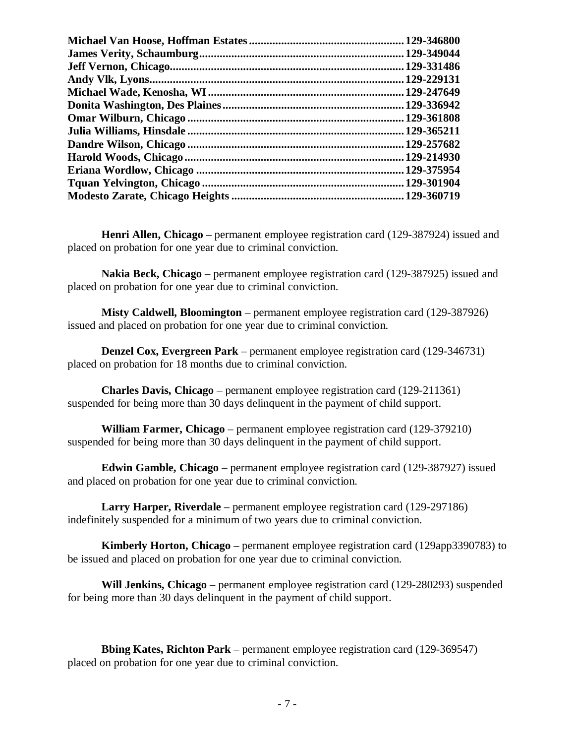**Michael Van Hoose, Hoffman Estates....................................................129-346800**
**James Verity, Schaumburg.....................................................................129-349044**
**Jeff Vernon, Chicago................................................................................129-331486**
**Andy Vlk, Lyons.......................................................................................129-229131**
**Michael Wade, Kenosha, WI..................................................................129-247649**
**Donita Washington, Des Plaines.............................................................129-336942**
**Omar Wilburn, Chicago.........................................................................129-361808**
**Julia Williams, Hinsdale.........................................................................129-365211**
**Dandre Wilson, Chicago.........................................................................129-257682**
**Harold Woods, Chicago..........................................................................129-214930**
**Eriana Wordlow, Chicago......................................................................129-375954**
**Tquan Yelvington, Chicago....................................................................129-301904**
**Modesto Zarate, Chicago Heights..........................................................129-360719**

**Henri Allen, Chicago** – permanent employee registration card (129-387924) issued and placed on probation for one year due to criminal conviction.

**Nakia Beck, Chicago** – permanent employee registration card (129-387925) issued and placed on probation for one year due to criminal conviction.

**Misty Caldwell, Bloomington** – permanent employee registration card (129-387926) issued and placed on probation for one year due to criminal conviction.

**Denzel Cox, Evergreen Park** – permanent employee registration card (129-346731) placed on probation for 18 months due to criminal conviction.

**Charles Davis, Chicago** – permanent employee registration card (129-211361) suspended for being more than 30 days delinquent in the payment of child support.

**William Farmer, Chicago** – permanent employee registration card (129-379210) suspended for being more than 30 days delinquent in the payment of child support.

**Edwin Gamble, Chicago** – permanent employee registration card (129-387927) issued and placed on probation for one year due to criminal conviction.

**Larry Harper, Riverdale** – permanent employee registration card (129-297186) indefinitely suspended for a minimum of two years due to criminal conviction.

**Kimberly Horton, Chicago** – permanent employee registration card (129app3390783) to be issued and placed on probation for one year due to criminal conviction.

**Will Jenkins, Chicago** – permanent employee registration card (129-280293) suspended for being more than 30 days delinquent in the payment of child support.

**Bbing Kates, Richton Park** – permanent employee registration card (129-369547) placed on probation for one year due to criminal conviction.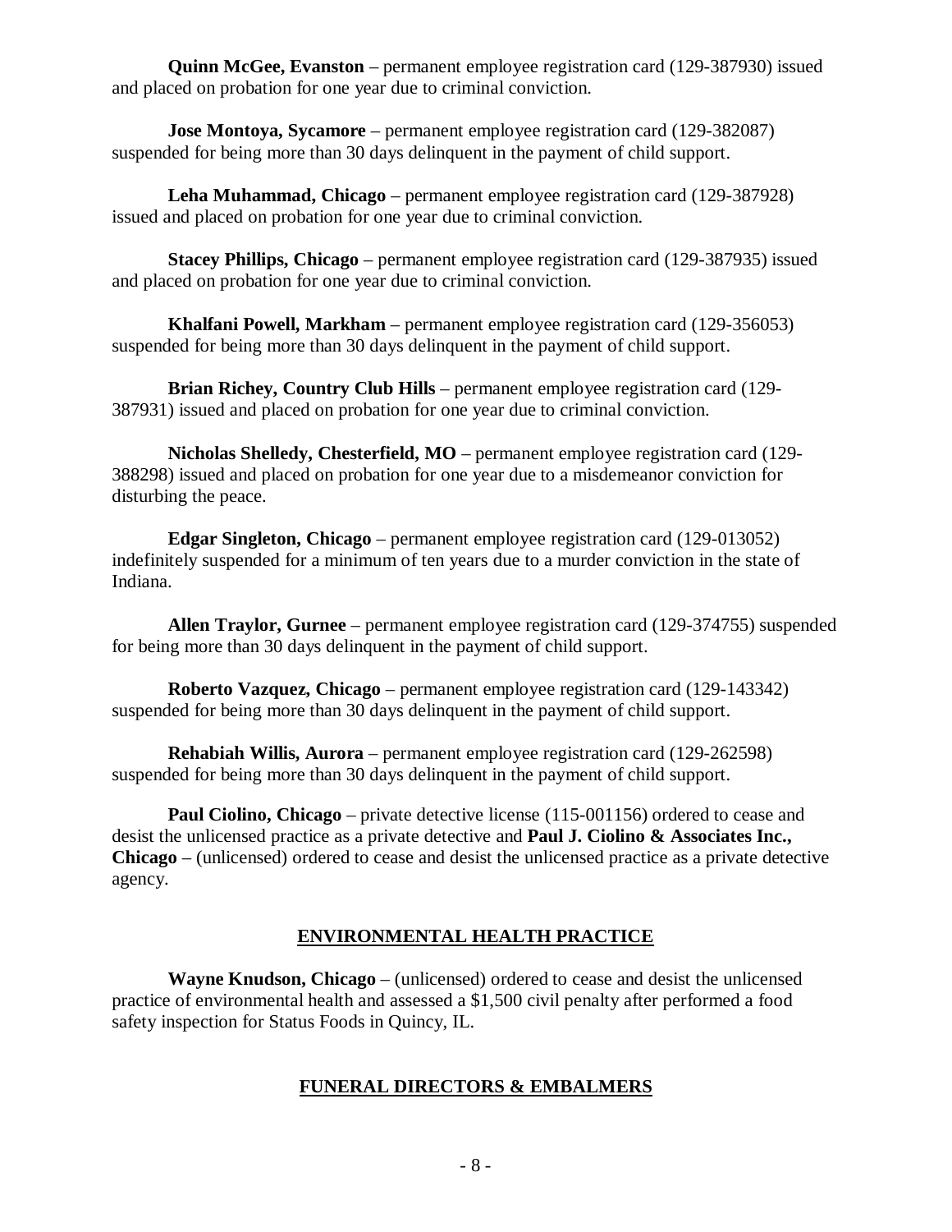**Quinn McGee, Evanston** – permanent employee registration card (129-387930) issued and placed on probation for one year due to criminal conviction.

**Jose Montoya, Sycamore** – permanent employee registration card (129-382087) suspended for being more than 30 days delinquent in the payment of child support.

**Leha Muhammad, Chicago** – permanent employee registration card (129-387928) issued and placed on probation for one year due to criminal conviction.

**Stacey Phillips, Chicago** – permanent employee registration card (129-387935) issued and placed on probation for one year due to criminal conviction.

**Khalfani Powell, Markham** – permanent employee registration card (129-356053) suspended for being more than 30 days delinquent in the payment of child support.

**Brian Richey, Country Club Hills** – permanent employee registration card (129-387931) issued and placed on probation for one year due to criminal conviction.

**Nicholas Shelledy, Chesterfield, MO** – permanent employee registration card (129-388298) issued and placed on probation for one year due to a misdemeanor conviction for disturbing the peace.

**Edgar Singleton, Chicago** – permanent employee registration card (129-013052) indefinitely suspended for a minimum of ten years due to a murder conviction in the state of Indiana.

**Allen Traylor, Gurnee** – permanent employee registration card (129-374755) suspended for being more than 30 days delinquent in the payment of child support.

**Roberto Vazquez, Chicago** – permanent employee registration card (129-143342) suspended for being more than 30 days delinquent in the payment of child support.

**Rehabiah Willis, Aurora** – permanent employee registration card (129-262598) suspended for being more than 30 days delinquent in the payment of child support.

**Paul Ciolino, Chicago** – private detective license (115-001156) ordered to cease and desist the unlicensed practice as a private detective and **Paul J. Ciolino & Associates Inc., Chicago** – (unlicensed) ordered to cease and desist the unlicensed practice as a private detective agency.

## ENVIRONMENTAL HEALTH PRACTICE

**Wayne Knudson, Chicago** – (unlicensed) ordered to cease and desist the unlicensed practice of environmental health and assessed a $1,500 civil penalty after performed a food safety inspection for Status Foods in Quincy, IL.

## FUNERAL DIRECTORS & EMBALMERS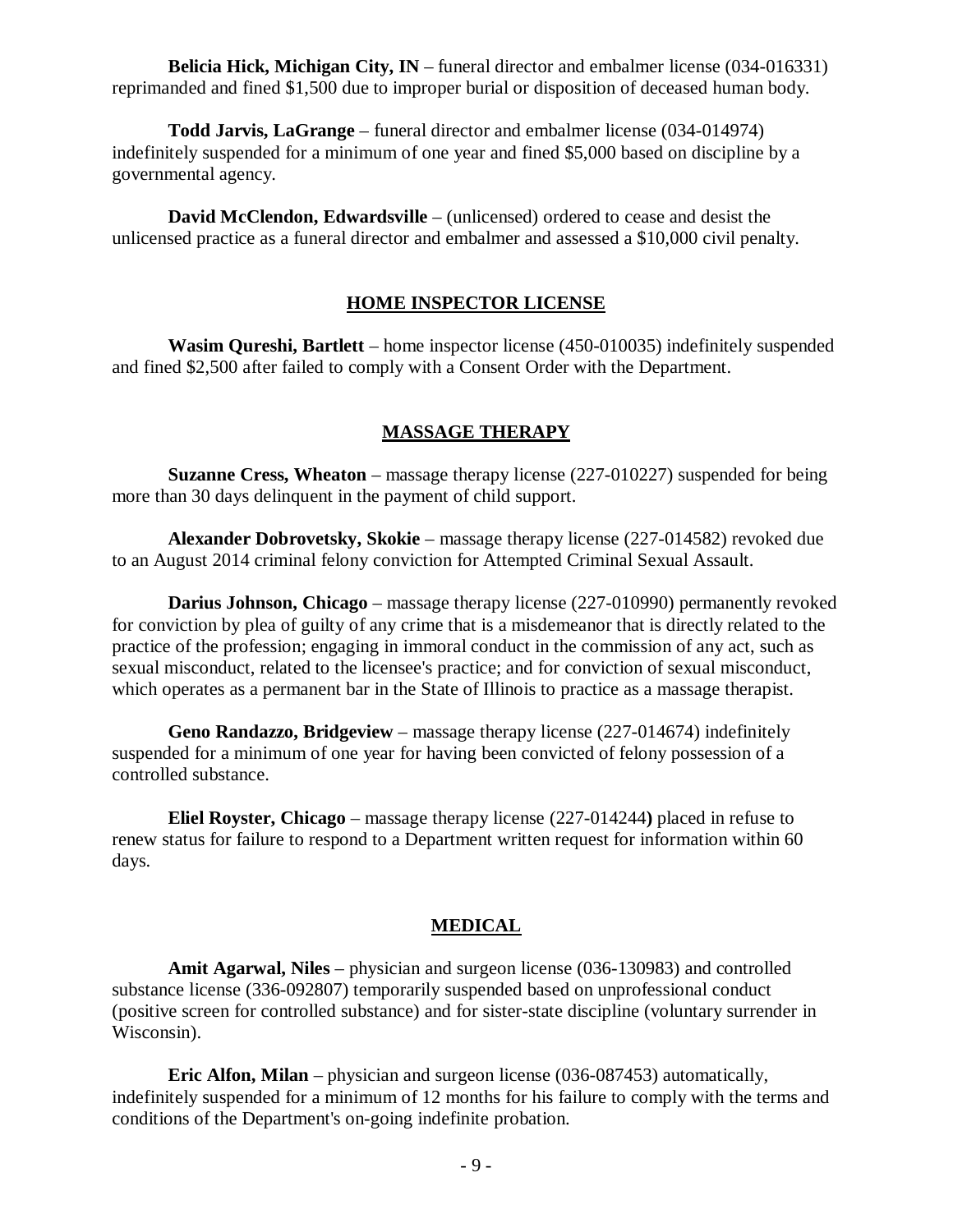**Belicia Hick, Michigan City, IN** – funeral director and embalmer license (034-016331) reprimanded and fined $1,500 due to improper burial or disposition of deceased human body.

**Todd Jarvis, LaGrange** – funeral director and embalmer license (034-014974) indefinitely suspended for a minimum of one year and fined $5,000 based on discipline by a governmental agency.

**David McClendon, Edwardsville** – (unlicensed) ordered to cease and desist the unlicensed practice as a funeral director and embalmer and assessed a $10,000 civil penalty.

## HOME INSPECTOR LICENSE

**Wasim Qureshi, Bartlett** – home inspector license (450-010035) indefinitely suspended and fined $2,500 after failed to comply with a Consent Order with the Department.

## MASSAGE THERAPY

**Suzanne Cress, Wheaton** – massage therapy license (227-010227) suspended for being more than 30 days delinquent in the payment of child support.

**Alexander Dobrovetsky, Skokie** – massage therapy license (227-014582) revoked due to an August 2014 criminal felony conviction for Attempted Criminal Sexual Assault.

**Darius Johnson, Chicago** – massage therapy license (227-010990) permanently revoked for conviction by plea of guilty of any crime that is a misdemeanor that is directly related to the practice of the profession; engaging in immoral conduct in the commission of any act, such as sexual misconduct, related to the licensee's practice; and for conviction of sexual misconduct, which operates as a permanent bar in the State of Illinois to practice as a massage therapist.

**Geno Randazzo, Bridgeview** – massage therapy license (227-014674) indefinitely suspended for a minimum of one year for having been convicted of felony possession of a controlled substance.

**Eliel Royster, Chicago** – massage therapy license (227-014244**)** placed in refuse to renew status for failure to respond to a Department written request for information within 60 days.

## MEDICAL

**Amit Agarwal, Niles** – physician and surgeon license (036-130983) and controlled substance license (336-092807) temporarily suspended based on unprofessional conduct (positive screen for controlled substance) and for sister-state discipline (voluntary surrender in Wisconsin).

**Eric Alfon, Milan** – physician and surgeon license (036-087453) automatically, indefinitely suspended for a minimum of 12 months for his failure to comply with the terms and conditions of the Department's on-going indefinite probation.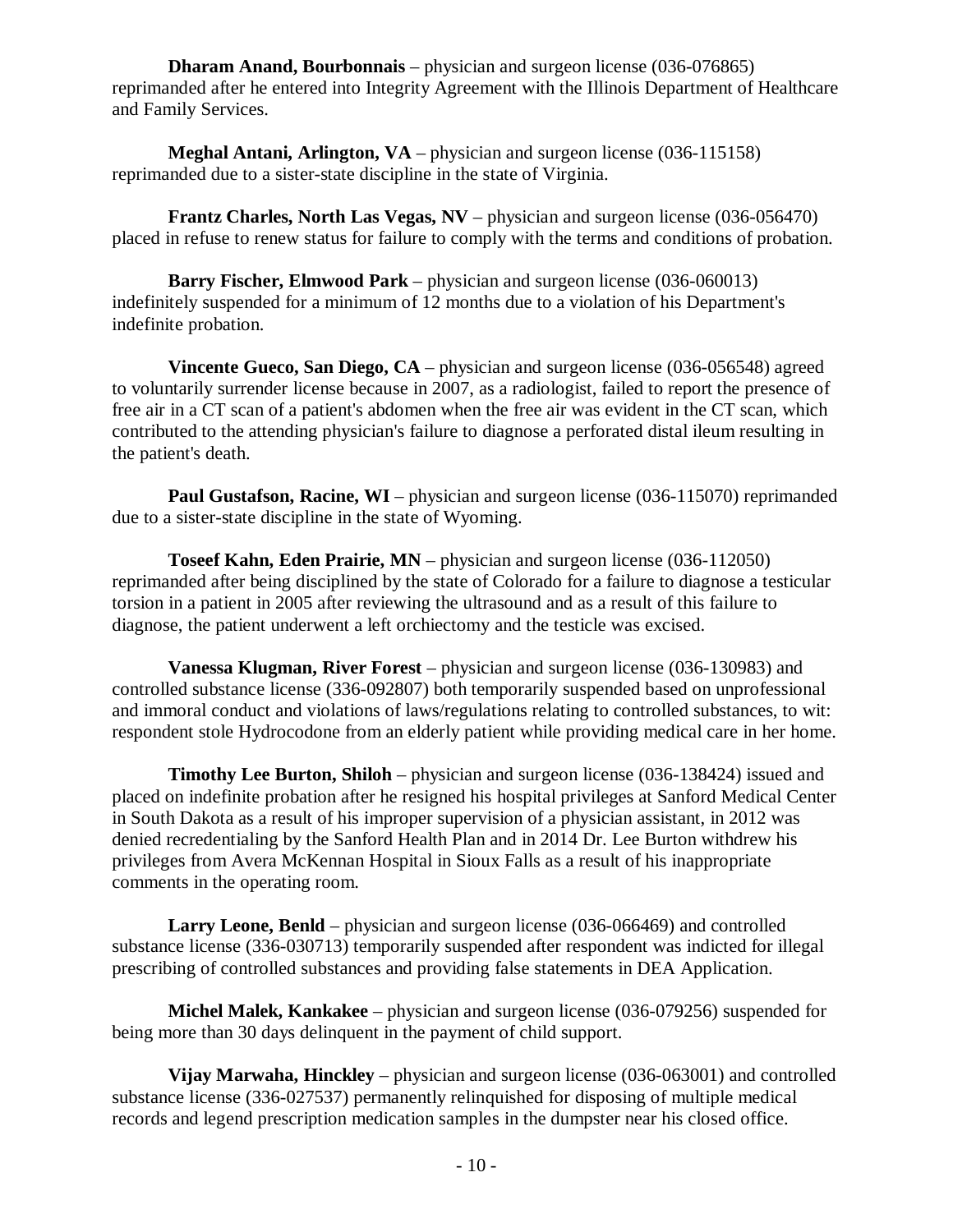**Dharam Anand, Bourbonnais** – physician and surgeon license (036-076865) reprimanded after he entered into Integrity Agreement with the Illinois Department of Healthcare and Family Services.

**Meghal Antani, Arlington, VA** – physician and surgeon license (036-115158) reprimanded due to a sister-state discipline in the state of Virginia.

**Frantz Charles, North Las Vegas, NV** – physician and surgeon license (036-056470) placed in refuse to renew status for failure to comply with the terms and conditions of probation.

**Barry Fischer, Elmwood Park** – physician and surgeon license (036-060013) indefinitely suspended for a minimum of 12 months due to a violation of his Department's indefinite probation.

**Vincente Gueco, San Diego, CA** – physician and surgeon license (036-056548) agreed to voluntarily surrender license because in 2007, as a radiologist, failed to report the presence of free air in a CT scan of a patient's abdomen when the free air was evident in the CT scan, which contributed to the attending physician's failure to diagnose a perforated distal ileum resulting in the patient's death.

**Paul Gustafson, Racine, WI** – physician and surgeon license (036-115070) reprimanded due to a sister-state discipline in the state of Wyoming.

**Toseef Kahn, Eden Prairie, MN** – physician and surgeon license (036-112050) reprimanded after being disciplined by the state of Colorado for a failure to diagnose a testicular torsion in a patient in 2005 after reviewing the ultrasound and as a result of this failure to diagnose, the patient underwent a left orchiectomy and the testicle was excised.

**Vanessa Klugman, River Forest** – physician and surgeon license (036-130983) and controlled substance license (336-092807) both temporarily suspended based on unprofessional and immoral conduct and violations of laws/regulations relating to controlled substances, to wit: respondent stole Hydrocodone from an elderly patient while providing medical care in her home.

**Timothy Lee Burton, Shiloh** – physician and surgeon license (036-138424) issued and placed on indefinite probation after he resigned his hospital privileges at Sanford Medical Center in South Dakota as a result of his improper supervision of a physician assistant, in 2012 was denied recredentialing by the Sanford Health Plan and in 2014 Dr. Lee Burton withdrew his privileges from Avera McKennan Hospital in Sioux Falls as a result of his inappropriate comments in the operating room.

**Larry Leone, Benld** – physician and surgeon license (036-066469) and controlled substance license (336-030713) temporarily suspended after respondent was indicted for illegal prescribing of controlled substances and providing false statements in DEA Application.

**Michel Malek, Kankakee** – physician and surgeon license (036-079256) suspended for being more than 30 days delinquent in the payment of child support.

**Vijay Marwaha, Hinckley** – physician and surgeon license (036-063001) and controlled substance license (336-027537) permanently relinquished for disposing of multiple medical records and legend prescription medication samples in the dumpster near his closed office.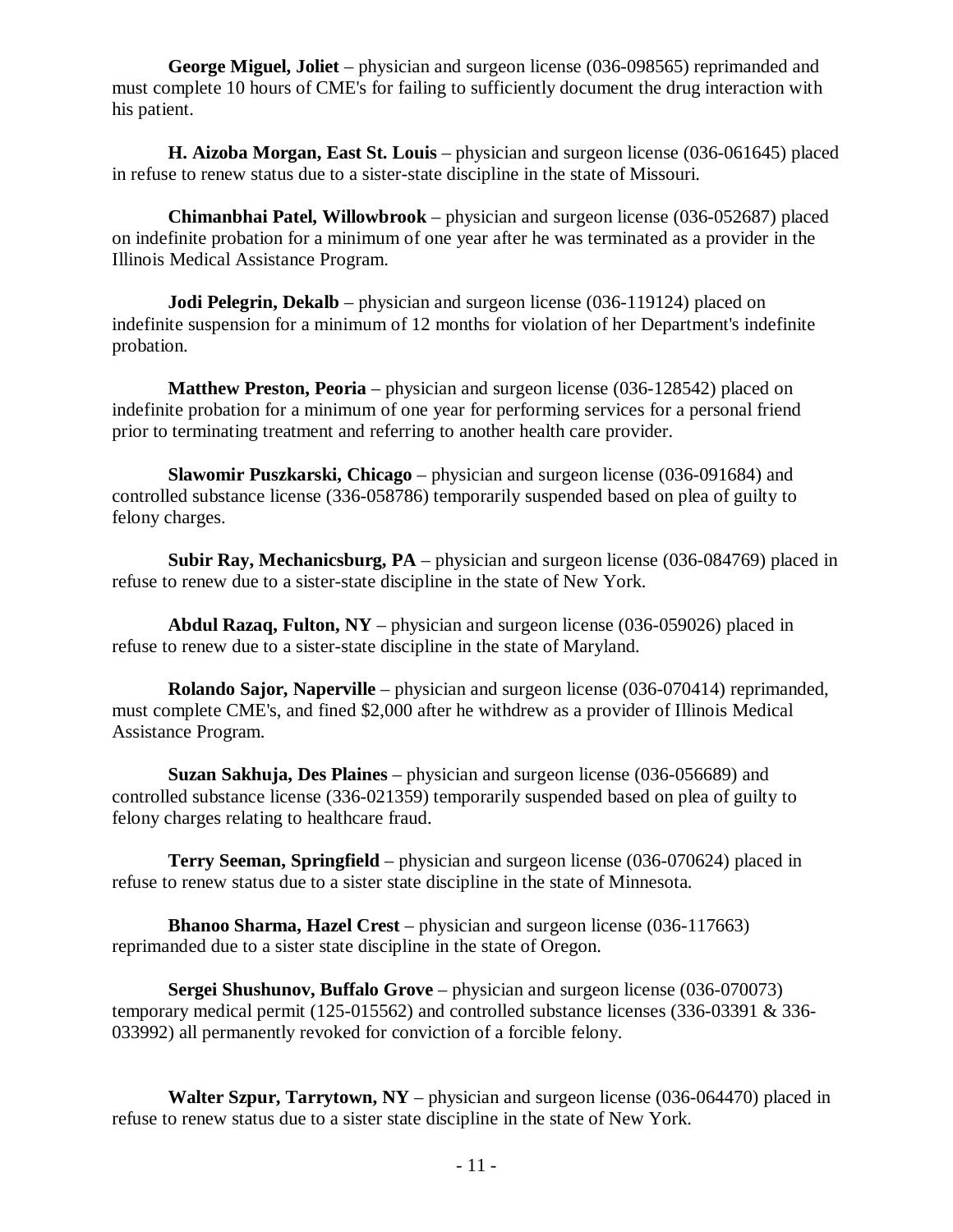**George Miguel, Joliet** – physician and surgeon license (036-098565) reprimanded and must complete 10 hours of CME's for failing to sufficiently document the drug interaction with his patient.

**H. Aizoba Morgan, East St. Louis** – physician and surgeon license (036-061645) placed in refuse to renew status due to a sister-state discipline in the state of Missouri.

**Chimanbhai Patel, Willowbrook** – physician and surgeon license (036-052687) placed on indefinite probation for a minimum of one year after he was terminated as a provider in the Illinois Medical Assistance Program.

**Jodi Pelegrin, Dekalb** – physician and surgeon license (036-119124) placed on indefinite suspension for a minimum of 12 months for violation of her Department's indefinite probation.

**Matthew Preston, Peoria** – physician and surgeon license (036-128542) placed on indefinite probation for a minimum of one year for performing services for a personal friend prior to terminating treatment and referring to another health care provider.

**Slawomir Puszkarski, Chicago** – physician and surgeon license (036-091684) and controlled substance license (336-058786) temporarily suspended based on plea of guilty to felony charges.

**Subir Ray, Mechanicsburg, PA** – physician and surgeon license (036-084769) placed in refuse to renew due to a sister-state discipline in the state of New York.

**Abdul Razaq, Fulton, NY** – physician and surgeon license (036-059026) placed in refuse to renew due to a sister-state discipline in the state of Maryland.

**Rolando Sajor, Naperville** – physician and surgeon license (036-070414) reprimanded, must complete CME's, and fined $2,000 after he withdrew as a provider of Illinois Medical Assistance Program.

**Suzan Sakhuja, Des Plaines** – physician and surgeon license (036-056689) and controlled substance license (336-021359) temporarily suspended based on plea of guilty to felony charges relating to healthcare fraud.

**Terry Seeman, Springfield** – physician and surgeon license (036-070624) placed in refuse to renew status due to a sister state discipline in the state of Minnesota.

**Bhanoo Sharma, Hazel Crest** – physician and surgeon license (036-117663) reprimanded due to a sister state discipline in the state of Oregon.

**Sergei Shushunov, Buffalo Grove** – physician and surgeon license (036-070073) temporary medical permit (125-015562) and controlled substance licenses (336-03391 & 336-033992) all permanently revoked for conviction of a forcible felony.

**Walter Szpur, Tarrytown, NY** – physician and surgeon license (036-064470) placed in refuse to renew status due to a sister state discipline in the state of New York.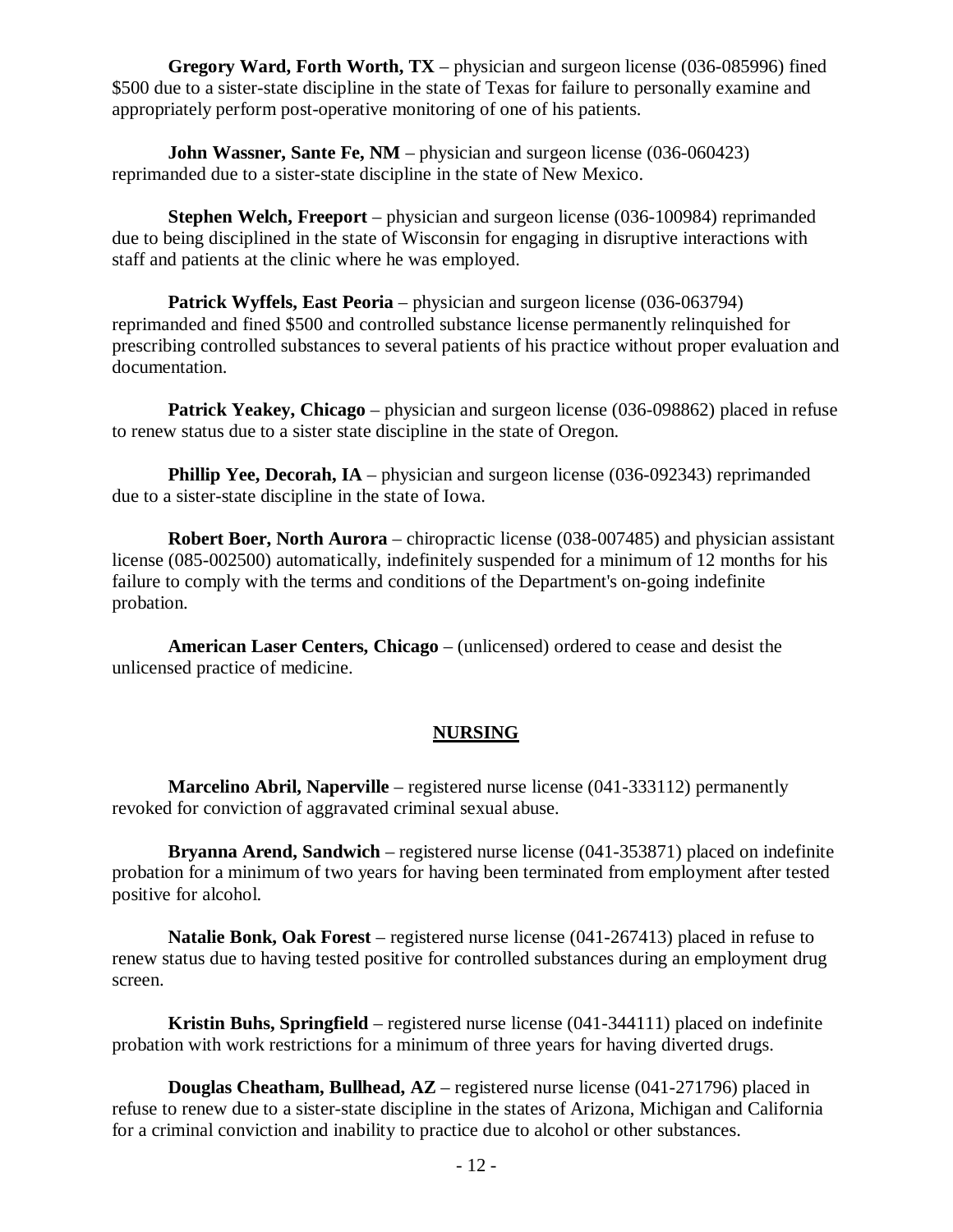**Gregory Ward, Forth Worth, TX** – physician and surgeon license (036-085996) fined $500 due to a sister-state discipline in the state of Texas for failure to personally examine and appropriately perform post-operative monitoring of one of his patients.

**John Wassner, Sante Fe, NM** – physician and surgeon license (036-060423) reprimanded due to a sister-state discipline in the state of New Mexico.

**Stephen Welch, Freeport** – physician and surgeon license (036-100984) reprimanded due to being disciplined in the state of Wisconsin for engaging in disruptive interactions with staff and patients at the clinic where he was employed.

**Patrick Wyffels, East Peoria** – physician and surgeon license (036-063794) reprimanded and fined $500 and controlled substance license permanently relinquished for prescribing controlled substances to several patients of his practice without proper evaluation and documentation.

**Patrick Yeakey, Chicago** – physician and surgeon license (036-098862) placed in refuse to renew status due to a sister state discipline in the state of Oregon.

**Phillip Yee, Decorah, IA** – physician and surgeon license (036-092343) reprimanded due to a sister-state discipline in the state of Iowa.

**Robert Boer, North Aurora** – chiropractic license (038-007485) and physician assistant license (085-002500) automatically, indefinitely suspended for a minimum of 12 months for his failure to comply with the terms and conditions of the Department's on-going indefinite probation.

**American Laser Centers, Chicago** – (unlicensed) ordered to cease and desist the unlicensed practice of medicine.

## NURSING

**Marcelino Abril, Naperville** – registered nurse license (041-333112) permanently revoked for conviction of aggravated criminal sexual abuse.

**Bryanna Arend, Sandwich** – registered nurse license (041-353871) placed on indefinite probation for a minimum of two years for having been terminated from employment after tested positive for alcohol.

**Natalie Bonk, Oak Forest** – registered nurse license (041-267413) placed in refuse to renew status due to having tested positive for controlled substances during an employment drug screen.

**Kristin Buhs, Springfield** – registered nurse license (041-344111) placed on indefinite probation with work restrictions for a minimum of three years for having diverted drugs.

**Douglas Cheatham, Bullhead, AZ** – registered nurse license (041-271796) placed in refuse to renew due to a sister-state discipline in the states of Arizona, Michigan and California for a criminal conviction and inability to practice due to alcohol or other substances.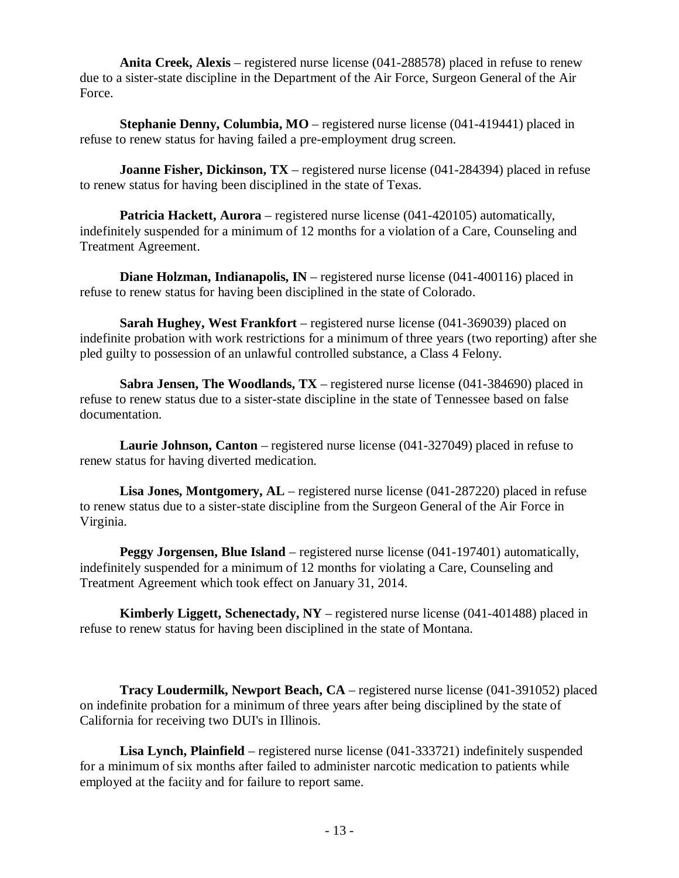**Anita Creek, Alexis** – registered nurse license (041-288578) placed in refuse to renew due to a sister-state discipline in the Department of the Air Force, Surgeon General of the Air Force.

**Stephanie Denny, Columbia, MO** – registered nurse license (041-419441) placed in refuse to renew status for having failed a pre-employment drug screen.

**Joanne Fisher, Dickinson, TX** – registered nurse license (041-284394) placed in refuse to renew status for having been disciplined in the state of Texas.

**Patricia Hackett, Aurora** – registered nurse license (041-420105) automatically, indefinitely suspended for a minimum of 12 months for a violation of a Care, Counseling and Treatment Agreement.

**Diane Holzman, Indianapolis, IN** – registered nurse license (041-400116) placed in refuse to renew status for having been disciplined in the state of Colorado.

**Sarah Hughey, West Frankfort** – registered nurse license (041-369039) placed on indefinite probation with work restrictions for a minimum of three years (two reporting) after she pled guilty to possession of an unlawful controlled substance, a Class 4 Felony.

**Sabra Jensen, The Woodlands, TX** – registered nurse license (041-384690) placed in refuse to renew status due to a sister-state discipline in the state of Tennessee based on false documentation.

**Laurie Johnson, Canton** – registered nurse license (041-327049) placed in refuse to renew status for having diverted medication.

**Lisa Jones, Montgomery, AL** – registered nurse license (041-287220) placed in refuse to renew status due to a sister-state discipline from the Surgeon General of the Air Force in Virginia.

**Peggy Jorgensen, Blue Island** – registered nurse license (041-197401) automatically, indefinitely suspended for a minimum of 12 months for violating a Care, Counseling and Treatment Agreement which took effect on January 31, 2014.

**Kimberly Liggett, Schenectady, NY** – registered nurse license (041-401488) placed in refuse to renew status for having been disciplined in the state of Montana.

**Tracy Loudermilk, Newport Beach, CA** – registered nurse license (041-391052) placed on indefinite probation for a minimum of three years after being disciplined by the state of California for receiving two DUI's in Illinois.

**Lisa Lynch, Plainfield** – registered nurse license (041-333721) indefinitely suspended for a minimum of six months after failed to administer narcotic medication to patients while employed at the faciity and for failure to report same.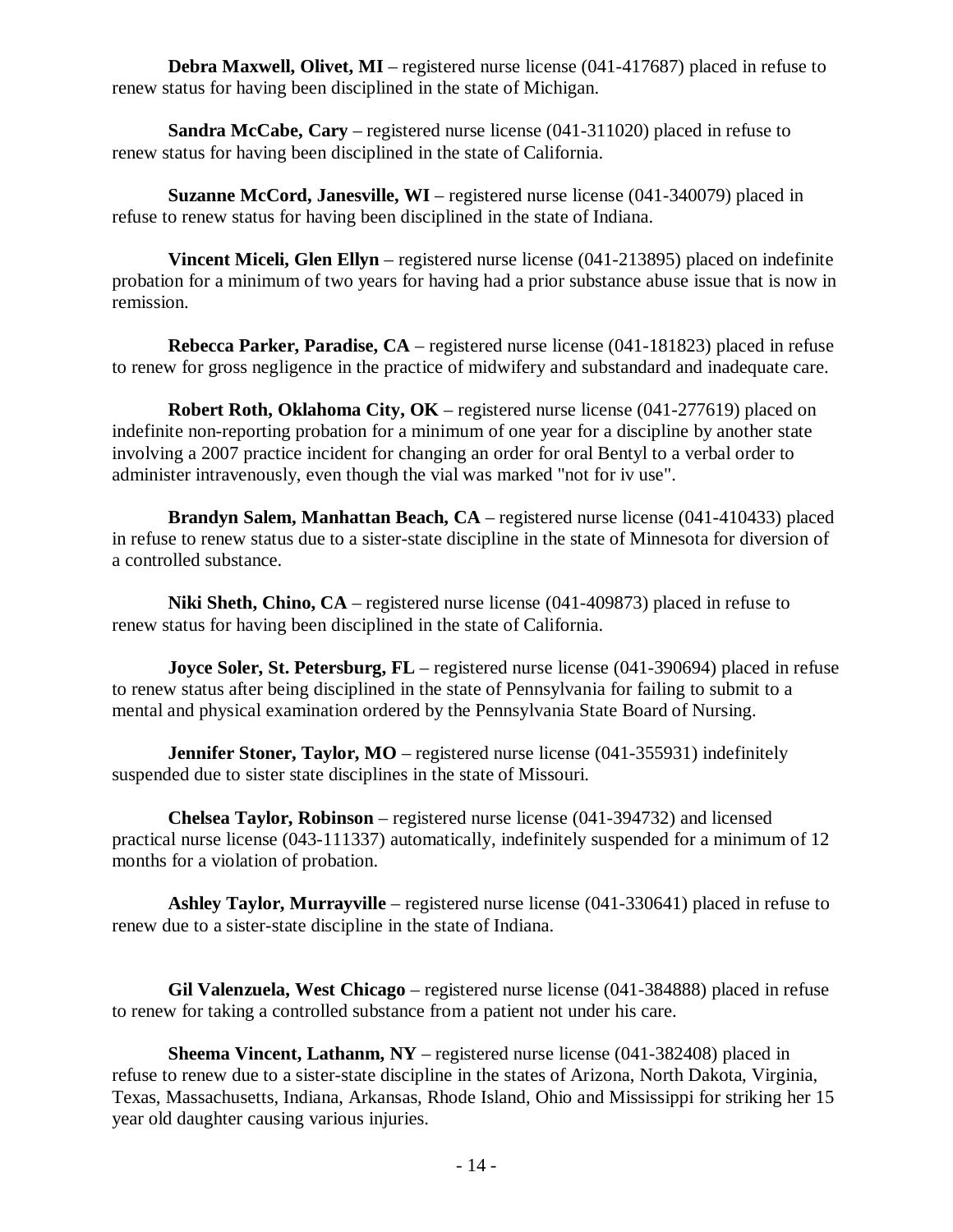**Debra Maxwell, Olivet, MI** – registered nurse license (041-417687) placed in refuse to renew status for having been disciplined in the state of Michigan.

**Sandra McCabe, Cary** – registered nurse license (041-311020) placed in refuse to renew status for having been disciplined in the state of California.

**Suzanne McCord, Janesville, WI** – registered nurse license (041-340079) placed in refuse to renew status for having been disciplined in the state of Indiana.

**Vincent Miceli, Glen Ellyn** – registered nurse license (041-213895) placed on indefinite probation for a minimum of two years for having had a prior substance abuse issue that is now in remission.

**Rebecca Parker, Paradise, CA** – registered nurse license (041-181823) placed in refuse to renew for gross negligence in the practice of midwifery and substandard and inadequate care.

**Robert Roth, Oklahoma City, OK** – registered nurse license (041-277619) placed on indefinite non-reporting probation for a minimum of one year for a discipline by another state involving a 2007 practice incident for changing an order for oral Bentyl to a verbal order to administer intravenously, even though the vial was marked "not for iv use".

**Brandyn Salem, Manhattan Beach, CA** – registered nurse license (041-410433) placed in refuse to renew status due to a sister-state discipline in the state of Minnesota for diversion of a controlled substance.

**Niki Sheth, Chino, CA** – registered nurse license (041-409873) placed in refuse to renew status for having been disciplined in the state of California.

**Joyce Soler, St. Petersburg, FL** – registered nurse license (041-390694) placed in refuse to renew status after being disciplined in the state of Pennsylvania for failing to submit to a mental and physical examination ordered by the Pennsylvania State Board of Nursing.

**Jennifer Stoner, Taylor, MO** – registered nurse license (041-355931) indefinitely suspended due to sister state disciplines in the state of Missouri.

**Chelsea Taylor, Robinson** – registered nurse license (041-394732) and licensed practical nurse license (043-111337) automatically, indefinitely suspended for a minimum of 12 months for a violation of probation.

**Ashley Taylor, Murrayville** – registered nurse license (041-330641) placed in refuse to renew due to a sister-state discipline in the state of Indiana.

**Gil Valenzuela, West Chicago** – registered nurse license (041-384888) placed in refuse to renew for taking a controlled substance from a patient not under his care.

**Sheema Vincent, Lathanm, NY** – registered nurse license (041-382408) placed in refuse to renew due to a sister-state discipline in the states of Arizona, North Dakota, Virginia, Texas, Massachusetts, Indiana, Arkansas, Rhode Island, Ohio and Mississippi for striking her 15 year old daughter causing various injuries.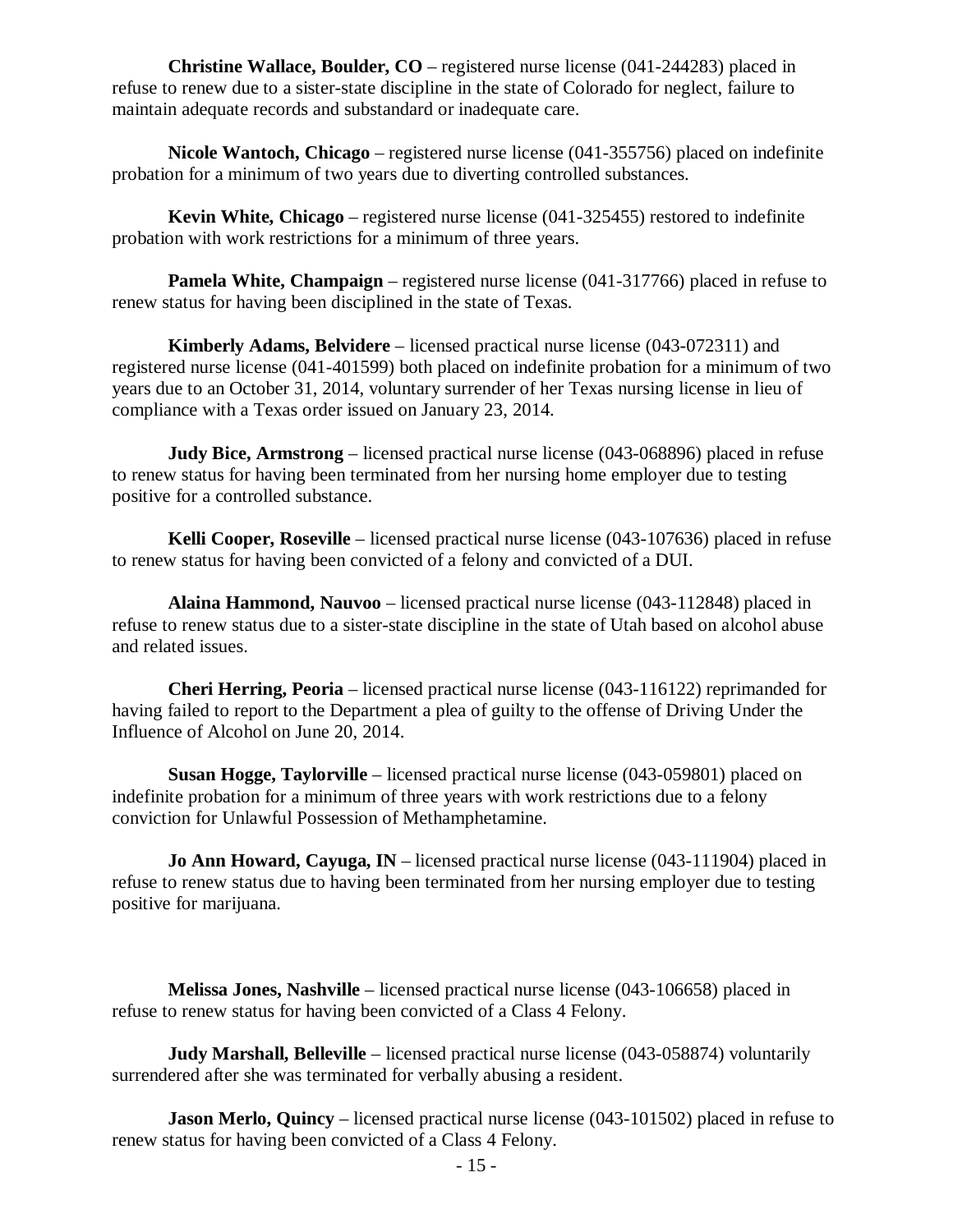**Christine Wallace, Boulder, CO** – registered nurse license (041-244283) placed in refuse to renew due to a sister-state discipline in the state of Colorado for neglect, failure to maintain adequate records and substandard or inadequate care.

**Nicole Wantoch, Chicago** – registered nurse license (041-355756) placed on indefinite probation for a minimum of two years due to diverting controlled substances.

**Kevin White, Chicago** – registered nurse license (041-325455) restored to indefinite probation with work restrictions for a minimum of three years.

**Pamela White, Champaign** – registered nurse license (041-317766) placed in refuse to renew status for having been disciplined in the state of Texas.

**Kimberly Adams, Belvidere** – licensed practical nurse license (043-072311) and registered nurse license (041-401599) both placed on indefinite probation for a minimum of two years due to an October 31, 2014, voluntary surrender of her Texas nursing license in lieu of compliance with a Texas order issued on January 23, 2014.

**Judy Bice, Armstrong** – licensed practical nurse license (043-068896) placed in refuse to renew status for having been terminated from her nursing home employer due to testing positive for a controlled substance.

**Kelli Cooper, Roseville** – licensed practical nurse license (043-107636) placed in refuse to renew status for having been convicted of a felony and convicted of a DUI.

**Alaina Hammond, Nauvoo** – licensed practical nurse license (043-112848) placed in refuse to renew status due to a sister-state discipline in the state of Utah based on alcohol abuse and related issues.

**Cheri Herring, Peoria** – licensed practical nurse license (043-116122) reprimanded for having failed to report to the Department a plea of guilty to the offense of Driving Under the Influence of Alcohol on June 20, 2014.

**Susan Hogge, Taylorville** – licensed practical nurse license (043-059801) placed on indefinite probation for a minimum of three years with work restrictions due to a felony conviction for Unlawful Possession of Methamphetamine.

**Jo Ann Howard, Cayuga, IN** – licensed practical nurse license (043-111904) placed in refuse to renew status due to having been terminated from her nursing employer due to testing positive for marijuana.

**Melissa Jones, Nashville** – licensed practical nurse license (043-106658) placed in refuse to renew status for having been convicted of a Class 4 Felony.

**Judy Marshall, Belleville** – licensed practical nurse license (043-058874) voluntarily surrendered after she was terminated for verbally abusing a resident.

**Jason Merlo, Quincy** – licensed practical nurse license (043-101502) placed in refuse to renew status for having been convicted of a Class 4 Felony.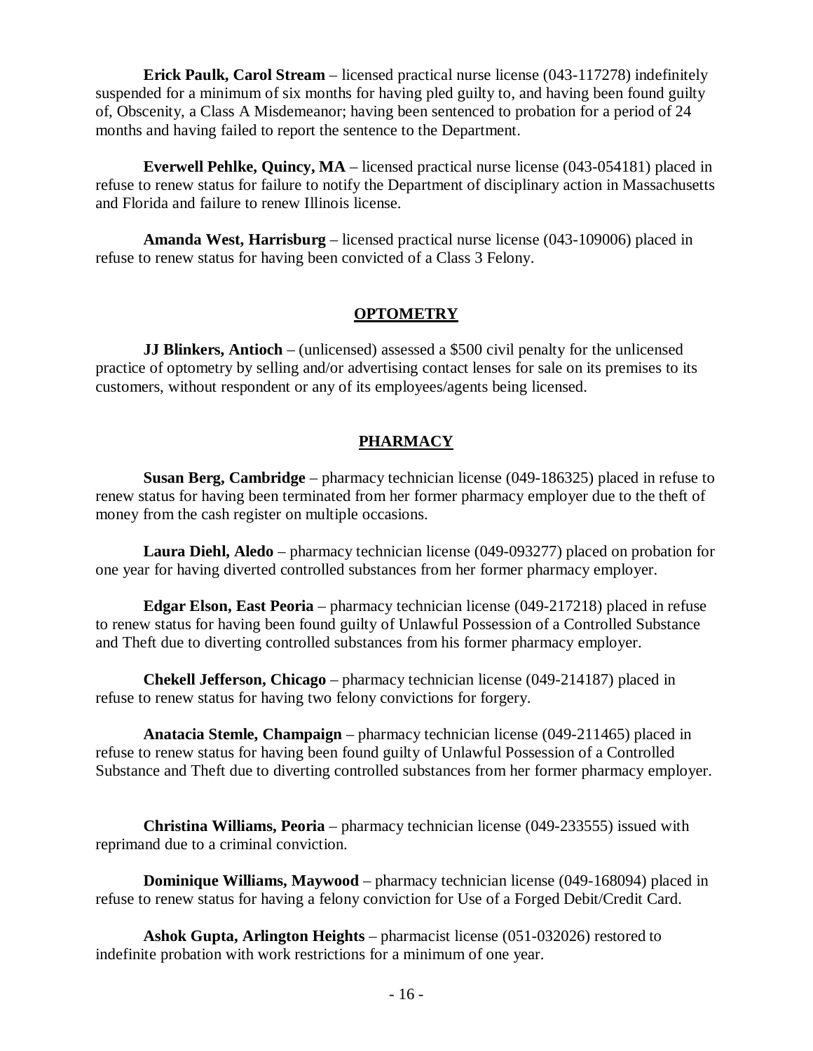**Erick Paulk, Carol Stream** – licensed practical nurse license (043-117278) indefinitely suspended for a minimum of six months for having pled guilty to, and having been found guilty of, Obscenity, a Class A Misdemeanor; having been sentenced to probation for a period of 24 months and having failed to report the sentence to the Department.

**Everwell Pehlke, Quincy, MA** – licensed practical nurse license (043-054181) placed in refuse to renew status for failure to notify the Department of disciplinary action in Massachusetts and Florida and failure to renew Illinois license.

**Amanda West, Harrisburg** – licensed practical nurse license (043-109006) placed in refuse to renew status for having been convicted of a Class 3 Felony.

## OPTOMETRY

**JJ Blinkers, Antioch** – (unlicensed) assessed a $500 civil penalty for the unlicensed practice of optometry by selling and/or advertising contact lenses for sale on its premises to its customers, without respondent or any of its employees/agents being licensed.

## PHARMACY

**Susan Berg, Cambridge** – pharmacy technician license (049-186325) placed in refuse to renew status for having been terminated from her former pharmacy employer due to the theft of money from the cash register on multiple occasions.

**Laura Diehl, Aledo** – pharmacy technician license (049-093277) placed on probation for one year for having diverted controlled substances from her former pharmacy employer.

**Edgar Elson, East Peoria** – pharmacy technician license (049-217218) placed in refuse to renew status for having been found guilty of Unlawful Possession of a Controlled Substance and Theft due to diverting controlled substances from his former pharmacy employer.

**Chekell Jefferson, Chicago** – pharmacy technician license (049-214187) placed in refuse to renew status for having two felony convictions for forgery.

**Anatacia Stemle, Champaign** – pharmacy technician license (049-211465) placed in refuse to renew status for having been found guilty of Unlawful Possession of a Controlled Substance and Theft due to diverting controlled substances from her former pharmacy employer.

**Christina Williams, Peoria** – pharmacy technician license (049-233555) issued with reprimand due to a criminal conviction.

**Dominique Williams, Maywood** – pharmacy technician license (049-168094) placed in refuse to renew status for having a felony conviction for Use of a Forged Debit/Credit Card.

**Ashok Gupta, Arlington Heights** – pharmacist license (051-032026) restored to indefinite probation with work restrictions for a minimum of one year.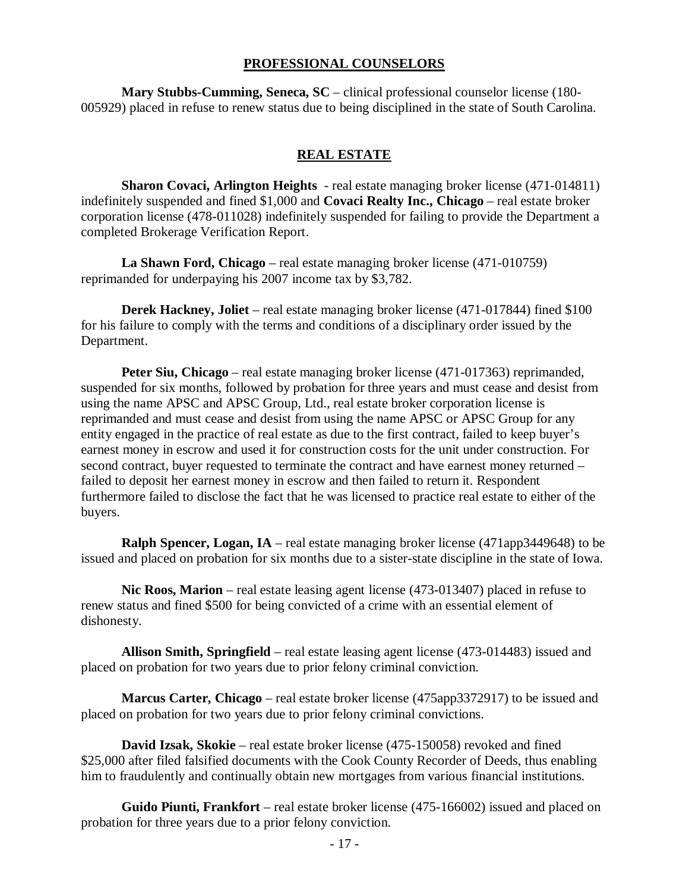## PROFESSIONAL COUNSELORS

**Mary Stubbs-Cumming, Seneca, SC** – clinical professional counselor license (180-005929) placed in refuse to renew status due to being disciplined in the state of South Carolina.

## REAL ESTATE

**Sharon Covaci, Arlington Heights** - real estate managing broker license (471-014811) indefinitely suspended and fined $1,000 and **Covaci Realty Inc., Chicago** – real estate broker corporation license (478-011028) indefinitely suspended for failing to provide the Department a completed Brokerage Verification Report.

**La Shawn Ford, Chicago** – real estate managing broker license (471-010759) reprimanded for underpaying his 2007 income tax by $3,782.

**Derek Hackney, Joliet** – real estate managing broker license (471-017844) fined $100 for his failure to comply with the terms and conditions of a disciplinary order issued by the Department.

**Peter Siu, Chicago** – real estate managing broker license (471-017363) reprimanded, suspended for six months, followed by probation for three years and must cease and desist from using the name APSC and APSC Group, Ltd., real estate broker corporation license is reprimanded and must cease and desist from using the name APSC or APSC Group for any entity engaged in the practice of real estate as due to the first contract, failed to keep buyer's earnest money in escrow and used it for construction costs for the unit under construction. For second contract, buyer requested to terminate the contract and have earnest money returned – failed to deposit her earnest money in escrow and then failed to return it. Respondent furthermore failed to disclose the fact that he was licensed to practice real estate to either of the buyers.

**Ralph Spencer, Logan, IA** – real estate managing broker license (471app3449648) to be issued and placed on probation for six months due to a sister-state discipline in the state of Iowa.

**Nic Roos, Marion** – real estate leasing agent license (473-013407) placed in refuse to renew status and fined $500 for being convicted of a crime with an essential element of dishonesty.

**Allison Smith, Springfield** – real estate leasing agent license (473-014483) issued and placed on probation for two years due to prior felony criminal conviction.

**Marcus Carter, Chicago** – real estate broker license (475app3372917) to be issued and placed on probation for two years due to prior felony criminal convictions.

**David Izsak, Skokie** – real estate broker license (475-150058) revoked and fined $25,000 after filed falsified documents with the Cook County Recorder of Deeds, thus enabling him to fraudulently and continually obtain new mortgages from various financial institutions.

**Guido Piunti, Frankfort** – real estate broker license (475-166002) issued and placed on probation for three years due to a prior felony conviction.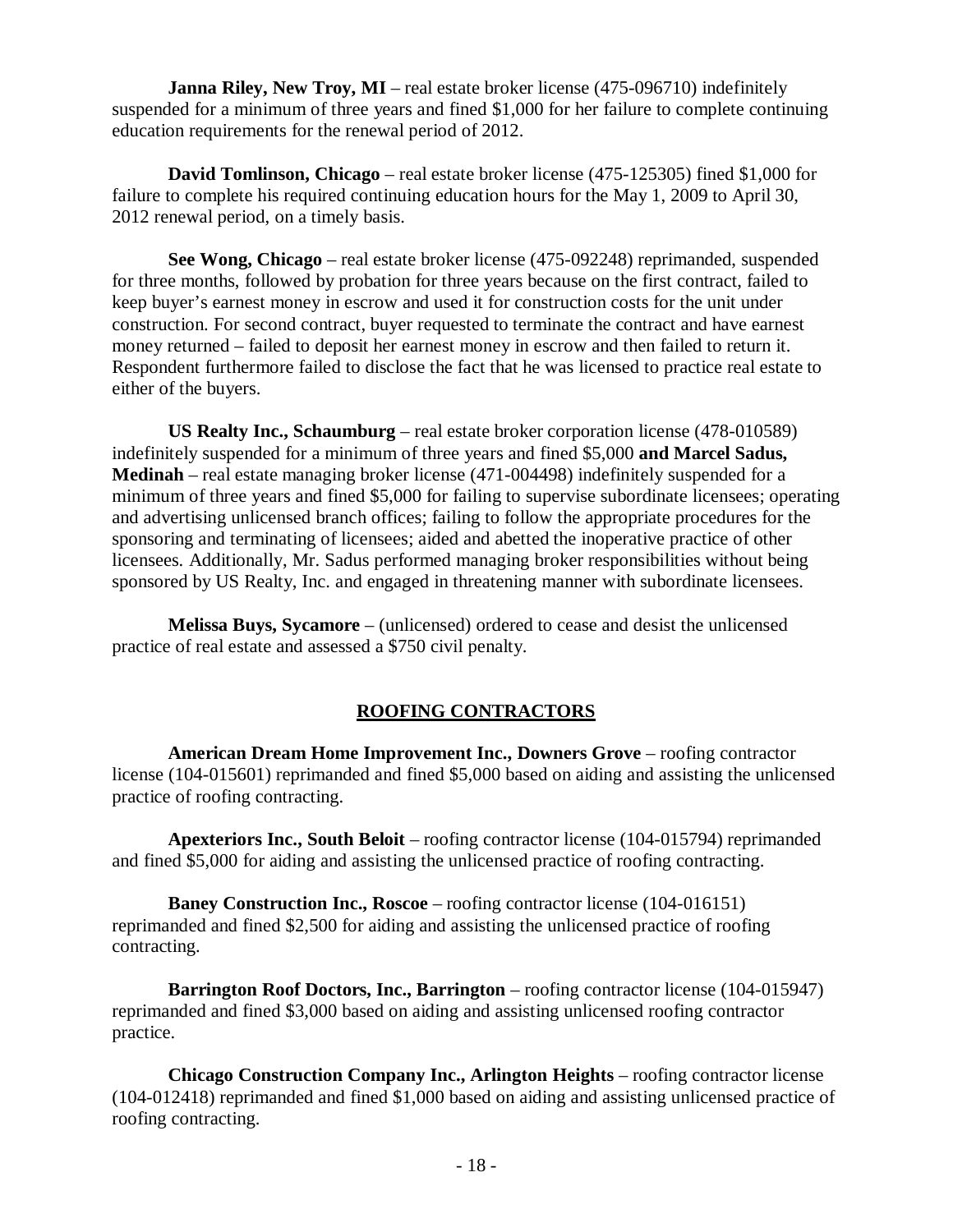**Janna Riley, New Troy, MI** – real estate broker license (475-096710) indefinitely suspended for a minimum of three years and fined $1,000 for her failure to complete continuing education requirements for the renewal period of 2012.

**David Tomlinson, Chicago** – real estate broker license (475-125305) fined $1,000 for failure to complete his required continuing education hours for the May 1, 2009 to April 30, 2012 renewal period, on a timely basis.

**See Wong, Chicago** – real estate broker license (475-092248) reprimanded, suspended for three months, followed by probation for three years because on the first contract, failed to keep buyer's earnest money in escrow and used it for construction costs for the unit under construction. For second contract, buyer requested to terminate the contract and have earnest money returned – failed to deposit her earnest money in escrow and then failed to return it. Respondent furthermore failed to disclose the fact that he was licensed to practice real estate to either of the buyers.

**US Realty Inc., Schaumburg** – real estate broker corporation license (478-010589) indefinitely suspended for a minimum of three years and fined $5,000 **and Marcel Sadus, Medinah** – real estate managing broker license (471-004498) indefinitely suspended for a minimum of three years and fined $5,000 for failing to supervise subordinate licensees; operating and advertising unlicensed branch offices; failing to follow the appropriate procedures for the sponsoring and terminating of licensees; aided and abetted the inoperative practice of other licensees. Additionally, Mr. Sadus performed managing broker responsibilities without being sponsored by US Realty, Inc. and engaged in threatening manner with subordinate licensees.

**Melissa Buys, Sycamore** – (unlicensed) ordered to cease and desist the unlicensed practice of real estate and assessed a $750 civil penalty.

## ROOFING CONTRACTORS

**American Dream Home Improvement Inc., Downers Grove** – roofing contractor license (104-015601) reprimanded and fined $5,000 based on aiding and assisting the unlicensed practice of roofing contracting.

**Apexteriors Inc., South Beloit** – roofing contractor license (104-015794) reprimanded and fined $5,000 for aiding and assisting the unlicensed practice of roofing contracting.

**Baney Construction Inc., Roscoe** – roofing contractor license (104-016151) reprimanded and fined $2,500 for aiding and assisting the unlicensed practice of roofing contracting.

**Barrington Roof Doctors, Inc., Barrington** – roofing contractor license (104-015947) reprimanded and fined $3,000 based on aiding and assisting unlicensed roofing contractor practice.

**Chicago Construction Company Inc., Arlington Heights** – roofing contractor license (104-012418) reprimanded and fined $1,000 based on aiding and assisting unlicensed practice of roofing contracting.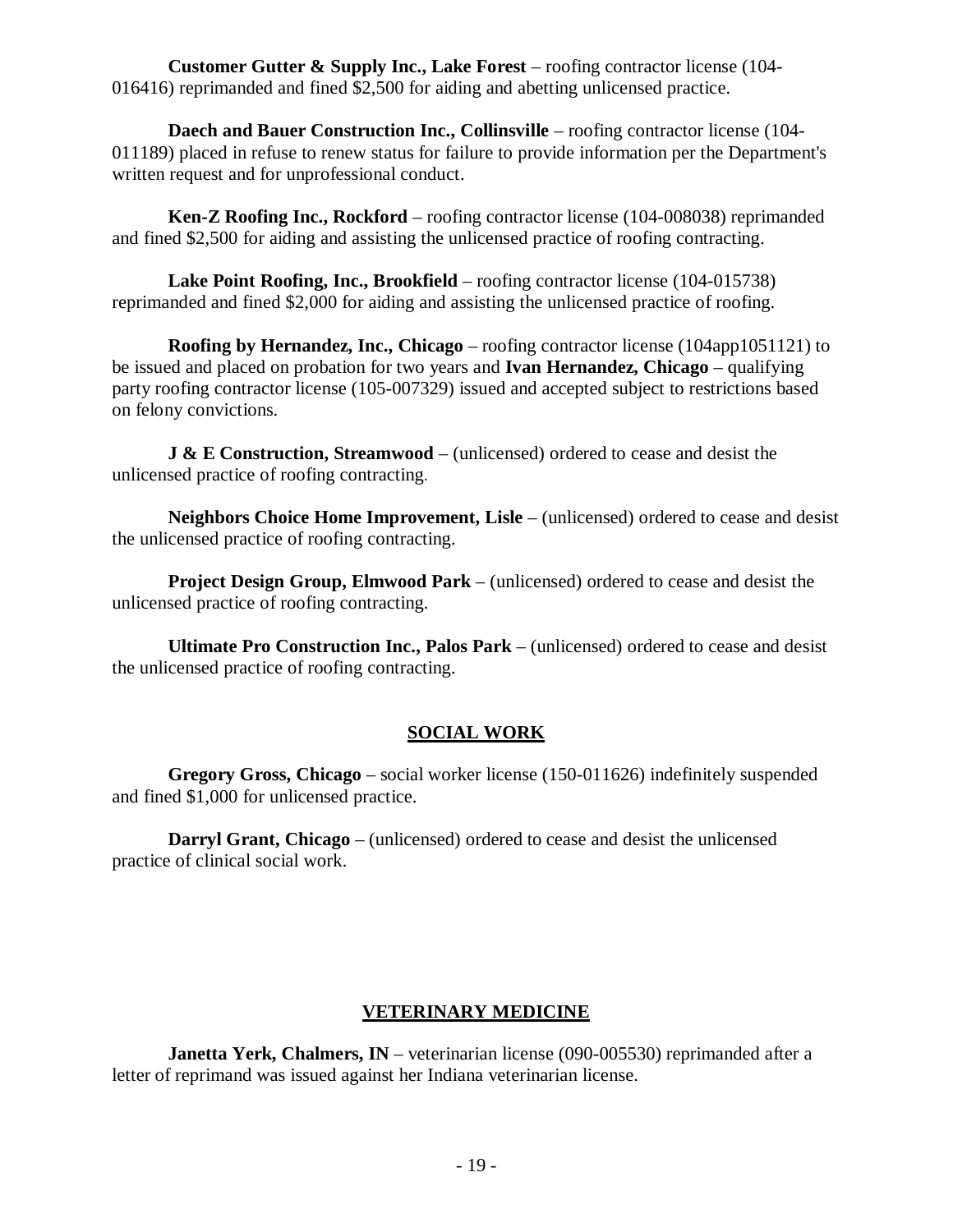**Customer Gutter & Supply Inc., Lake Forest** – roofing contractor license (104-016416) reprimanded and fined $2,500 for aiding and abetting unlicensed practice.

**Daech and Bauer Construction Inc., Collinsville** – roofing contractor license (104-011189) placed in refuse to renew status for failure to provide information per the Department's written request and for unprofessional conduct.

**Ken-Z Roofing Inc., Rockford** – roofing contractor license (104-008038) reprimanded and fined $2,500 for aiding and assisting the unlicensed practice of roofing contracting.

**Lake Point Roofing, Inc., Brookfield** – roofing contractor license (104-015738) reprimanded and fined $2,000 for aiding and assisting the unlicensed practice of roofing.

**Roofing by Hernandez, Inc., Chicago** – roofing contractor license (104app1051121) to be issued and placed on probation for two years and **Ivan Hernandez, Chicago** – qualifying party roofing contractor license (105-007329) issued and accepted subject to restrictions based on felony convictions.

**J & E Construction, Streamwood** – (unlicensed) ordered to cease and desist the unlicensed practice of roofing contracting.

**Neighbors Choice Home Improvement, Lisle** – (unlicensed) ordered to cease and desist the unlicensed practice of roofing contracting.

**Project Design Group, Elmwood Park** – (unlicensed) ordered to cease and desist the unlicensed practice of roofing contracting.

**Ultimate Pro Construction Inc., Palos Park** – (unlicensed) ordered to cease and desist the unlicensed practice of roofing contracting.

## SOCIAL WORK

**Gregory Gross, Chicago** – social worker license (150-011626) indefinitely suspended and fined $1,000 for unlicensed practice.

**Darryl Grant, Chicago** – (unlicensed) ordered to cease and desist the unlicensed practice of clinical social work.

## VETERINARY MEDICINE

**Janetta Yerk, Chalmers, IN** – veterinarian license (090-005530) reprimanded after a letter of reprimand was issued against her Indiana veterinarian license.